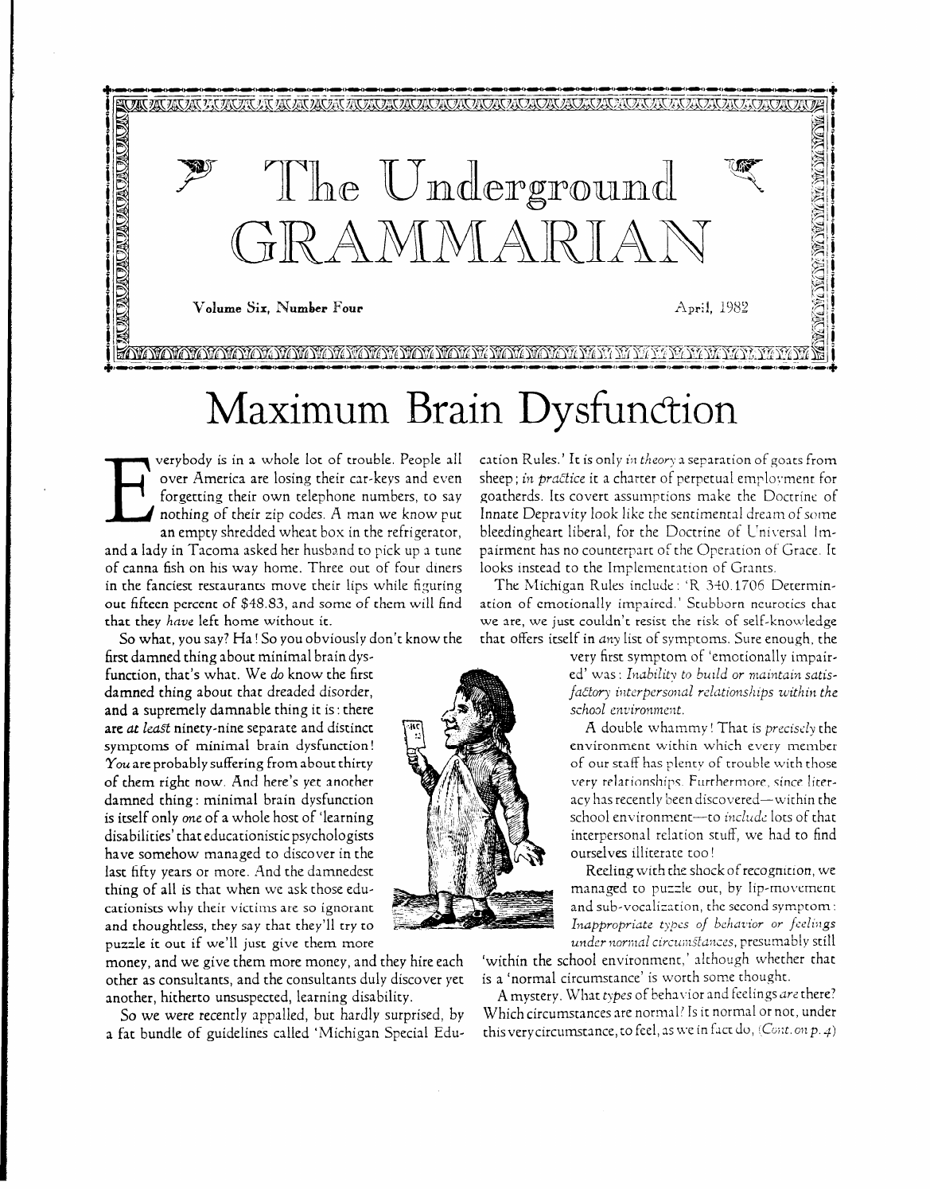# The Underground GRAMMARIAN

Volume Six, Number Four — April, 1982

# Maximum Brain Dysfunction

Everybody is in a whole lot of trouble. People all over America are losing their car-keys and even forgetting their own telephone numbers, to say nothing of their zip codes. A man we know put an empty shredded wheat box in the refrigerator, and a lady in Tacoma asked her husband to pick up a tune of canna fish on his way home. Three out of four diners in the fanciest restaurants move their lips while figuring out fifteen percent of $48.83, and some of them will find that they *have* left home without it.

So what, you say? Ha! So you obviously don't know the first damned thing about minimal brain dysfunction, that's what. We *do* know the first damned thing about that dreaded disorder, and a supremely damnable thing it is: there are *at least* ninety-nine separate and distinct symptoms of minimal brain dysfunction! *You* are probably suffering from about thirty of them right now. And here's yet another damned thing: minimal brain dysfunction is itself only *one* of a whole host of 'learning disabilities' that educationistic psychologists have somehow managed to discover in the last fifty years or more. And the damnedest thing of all is that when we ask those educationists why their victims are so ignorant and thoughtless, they say that they'll try to puzzle it out if we'll just give them more money, and we give them more money, and they hire each other as consultants, and the consultants duly discover yet another, hitherto unsuspected, learning disability.

So we were recently appalled, but hardly surprised, by a fat bundle of guidelines called 'Michigan Special Education Rules.' It is only *in theory* a separation of goats from sheep; *in practice* it a charter of perpetual employment for goatherds. Its covert assumptions make the Doctrine of Innate Depravity look like the sentimental dream of some bleedingheart liberal, for the Doctrine of Universal Impairment has no counterpart of the Operation of Grace. It looks instead to the Implementation of Grants.

The Michigan Rules include: 'R 340.1706 Determination of emotionally impaired.' Stubborn neurotics that we are, we just couldn't resist the risk of self-knowledge that offers itself in *any* list of symptoms. Sure enough, the very first symptom of 'emotionally impaired' was: *Inability to build or maintain satisfactory interpersonal relationships within the school environment.*

A double whammy! That is *precisely* the environment within which every member of our staff has plenty of trouble with those very relationships. Furthermore, since literacy has recently been discovered—within the school environment—to *include* lots of that interpersonal relation stuff, we had to find ourselves illiterate too!

Reeling with the shock of recognition, we managed to puzzle out, by lip-movement and sub-vocalization, the second symptom: *Inappropriate types of behavior or feelings under normal circumstances*, presumably still 'within the school environment,' although whether that is a 'normal circumstance' is worth some thought.

A mystery. What *types* of behavior and feelings *are* there? Which circumstances are normal? Is it normal or not, under this very circumstance, to feel, as we in fact do, (*Cont. on p. 4*)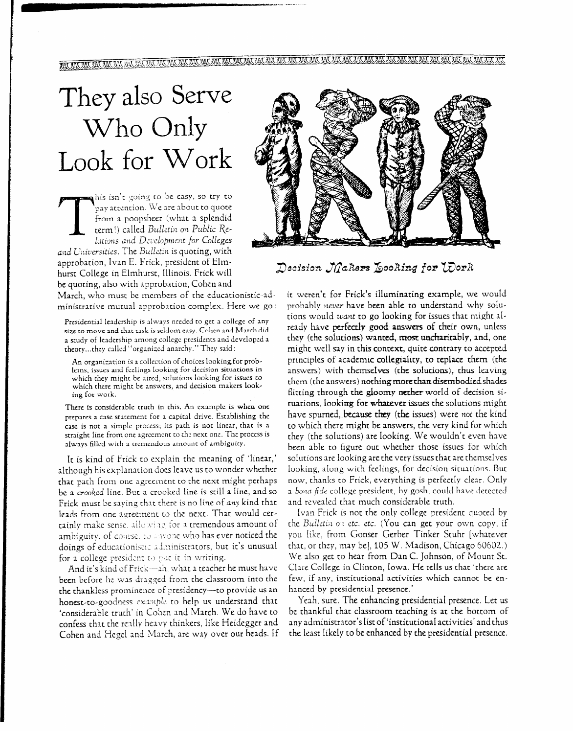# They also Serve Who Only Look for Work

Decision Makers Looking for Work

This isn't going to be easy, so try to pay attention. We are about to quote from a poopsheet (what a splendid term!) called *Bulletin on Public Relations and Development for Colleges and Universities*. The *Bulletin* is quoting, with approbation, Ivan E. Frick, president of Elmhurst College in Elmhurst, Illinois. Frick will be quoting, also with approbation, Cohen and March, who must be members of the educationistic-administrative mutual approbation complex. Here we go:

> Presidential leadership is always needed to get a college of any size to move and that task is seldom easy. Cohen and March did a study of leadership among college presidents and developed a theory...they called "organized anarchy." They said:
>
> > An organization is a collection of choices looking for problems, issues and feelings looking for decision situations in which they might be aired, solutions looking for issues to which there might be answers, and decision makers looking for work.
>
> There is considerable truth in this. An example is when one prepares a case statement for a capital drive. Establishing the case is not a simple process; its path is not linear, that is a straight line from one agreement to the next one. The process is always filled with a tremendous amount of ambiguity.

It is kind of Frick to explain the meaning of 'linear,' although his explanation does leave us to wonder whether that path from one agreement to the next might perhaps be a *crooked* line. But a crooked line is still a line, and so Frick must be saying that there is no line of *any* kind that leads from one agreement to the next. That would certainly make sense, allowing for a tremendous amount of ambiguity, of course, to anyone who has ever noticed the doings of educationistic administrators, but it's unusual for a college president to put it in writing.

And it's kind of Frick—ah, what a teacher he must have been before he was dragged from the classroom into the the thankless prominence of presidency—to provide us an honest-to-goodness *example* to help us understand that 'considerable truth' in Cohen and March. We do have to confess that the really heavy thinkers, like Heidegger and Cohen and Hegel and March, are way over our heads. If it weren't for Frick's illuminating example, we would probably *never* have been able to understand why solutions would *want* to go looking for issues that might already have perfectly good answers of their own, unless they (the solutions) wanted, most uncharitably, and, one might well say in this context, quite contrary to accepted principles of academic collegiality, to replace them (the answers) with themselves (the solutions), thus leaving them (the answers) nothing more than disembodied shades flitting through the gloomy nether world of decision situations, looking for whatever issues the solutions might have spurned, because they (the issues) were *not* the kind to which there might be answers, the very kind for which they (the solutions) are looking. We wouldn't even have been able to figure out whether those issues for which solutions are looking are the very issues that are themselves looking, along with feelings, for decision situations. But now, thanks to Frick, everything is perfectly clear. Only a *bona fide* college president, by gosh, could have detected and revealed that much considerable truth.

Ivan Frick is not the only college president quoted by the *Bulletin on etc. etc.* (You can get your own copy, if you like, from Gonser Gerber Tinker Stuhr [whatever that, or they, may be], 105 W. Madison, Chicago 60602.) We also get to hear from Dan C. Johnson, of Mount St. Clare College in Clinton, Iowa. He tells us that 'there are few, if any, institutional activities which cannot be enhanced by presidential presence.'

Yeah, sure. The enhancing presidential presence. Let us be thankful that classroom teaching is at the bottom of any administrator's list of 'institutional activities' and thus the least likely to be enhanced by the presidential presence.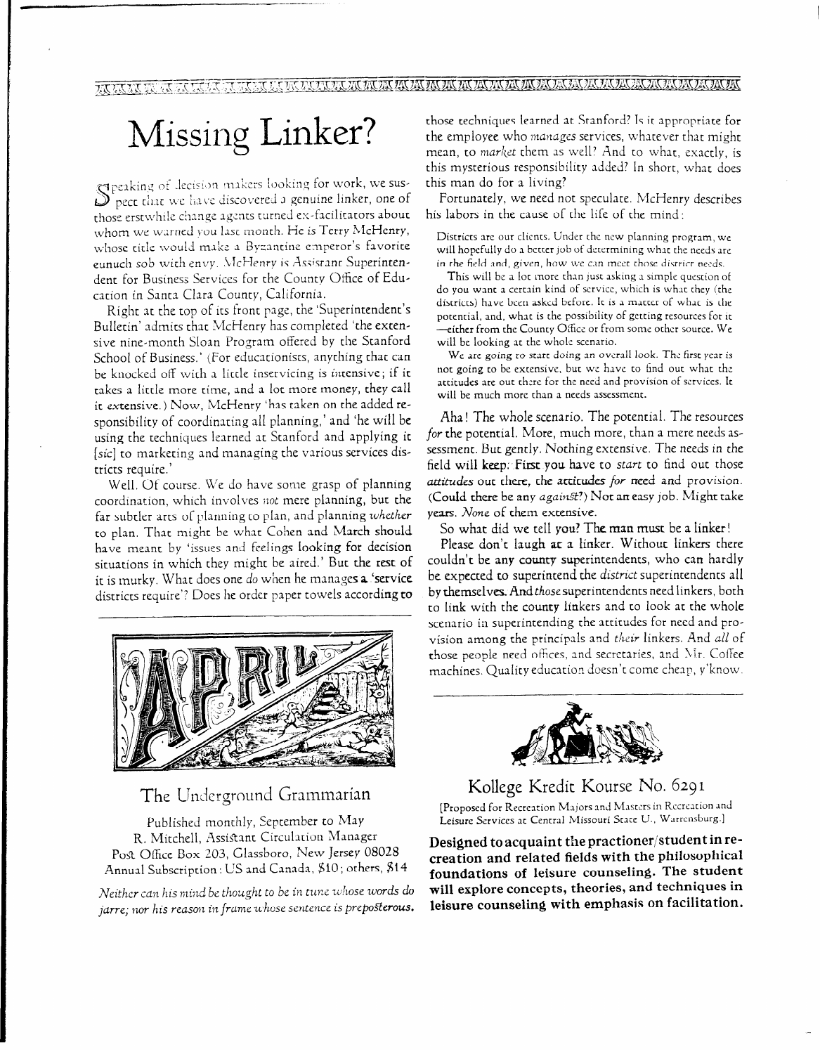# Missing Linker?

Speaking of decision makers looking for work, we suspect that we have discovered a genuine linker, one of those erstwhile change agents turned ex-facilitators about whom we warned you last month. He is Terry McHenry, whose title would make a Byzantine emperor's favorite eunuch sob with envy. McHenry is Assistant Superintendent for Business Services for the County Office of Education in Santa Clara County, California.

Right at the top of its front page, the 'Superintendent's Bulletin' admits that McHenry has completed 'the extensive nine-month Sloan Program offered by the Stanford School of Business.' (For educationists, anything that can be knocked off with a little inservicing is *intensive*; if it takes a little more time, and a lot more money, they call it *extensive*.) Now, McHenry 'has taken on the added responsibility of coordinating all planning,' and 'he will be using the techniques learned at Stanford and applying it [*sic*] to marketing and managing the various services districts require.'

Well. Of course. We do have some grasp of planning coordination, which involves *not* mere planning, but the far subtler arts of planning to plan, and planning *whether* to plan. That might be what Cohen and March should have meant by 'issues and feelings looking for decision situations in which they might be aired.' But the rest of it is murky. What does one *do* when he manages a 'service districts require'? Does he order paper towels according to those techniques learned at Stanford? Is it appropriate for the employee who *manages* services, whatever that might mean, to *market* them as well? And to what, exactly, is this mysterious responsibility added? In short, what does this man do for a living?

Fortunately, we need not speculate. McHenry describes his labors in the cause of the life of the mind:

> Districts are our clients. Under the new planning program, we will hopefully do a better job of determining what the needs are in the field and, given, how we can meet those district needs.
>
> This will be a lot more than just asking a simple question of do you want a certain kind of service, which is what they (the districts) have been asked before. It is a matter of what is the potential, and, what is the possibility of getting resources for it —either from the County Office or from some other source. We will be looking at the whole scenario.
>
> We are going to start doing an overall look. The first year is not going to be extensive, but we have to find out what the attitudes are out there for the need and provision of services. It will be much more than a needs assessment.

Aha! The whole scenario. The potential. The resources *for* the potential. More, much more, than a mere needs assessment. But gently. Nothing extensive. The needs in the field will keep. First you have to *start* to find out those *attitudes* out there, the attitudes *for* need and provision. (Could there be any *against*?) Not an easy job. Might take years. *None* of them extensive.

So what did we tell you? The man must be a linker!

Please don't laugh at a linker. Without linkers there couldn't be any county superintendents, who can hardly be expected to superintend the *district* superintendents all by themselves. And *those* superintendents need linkers, both to link with the county linkers and to look at the whole scenario in superintending the attitudes for need and provision among the principals and *their* linkers. And *all* of those people need offices, and secretaries, and Mr. Coffee machines. Quality education doesn't come cheap, y'know.

## The Underground Grammarian

Published monthly, September to May
R. Mitchell, Assistant Circulation Manager
Post Office Box 203, Glassboro, New Jersey 08028
Annual Subscription: US and Canada, $10; others, $14

*Neither can his mind be thought to be in tune whose words do jarre; nor his reason in frame whose sentence is preposterous.*

## Kollege Kredit Kourse No. 6291

[Proposed for Recreation Majors and Masters in Recreation and Leisure Services at Central Missouri State U., Warrensburg.]

**Designed to acquaint the practioner/student in recreation and related fields with the philosophical foundations of leisure counseling. The student will explore concepts, theories, and techniques in leisure counseling with emphasis on facilitation.**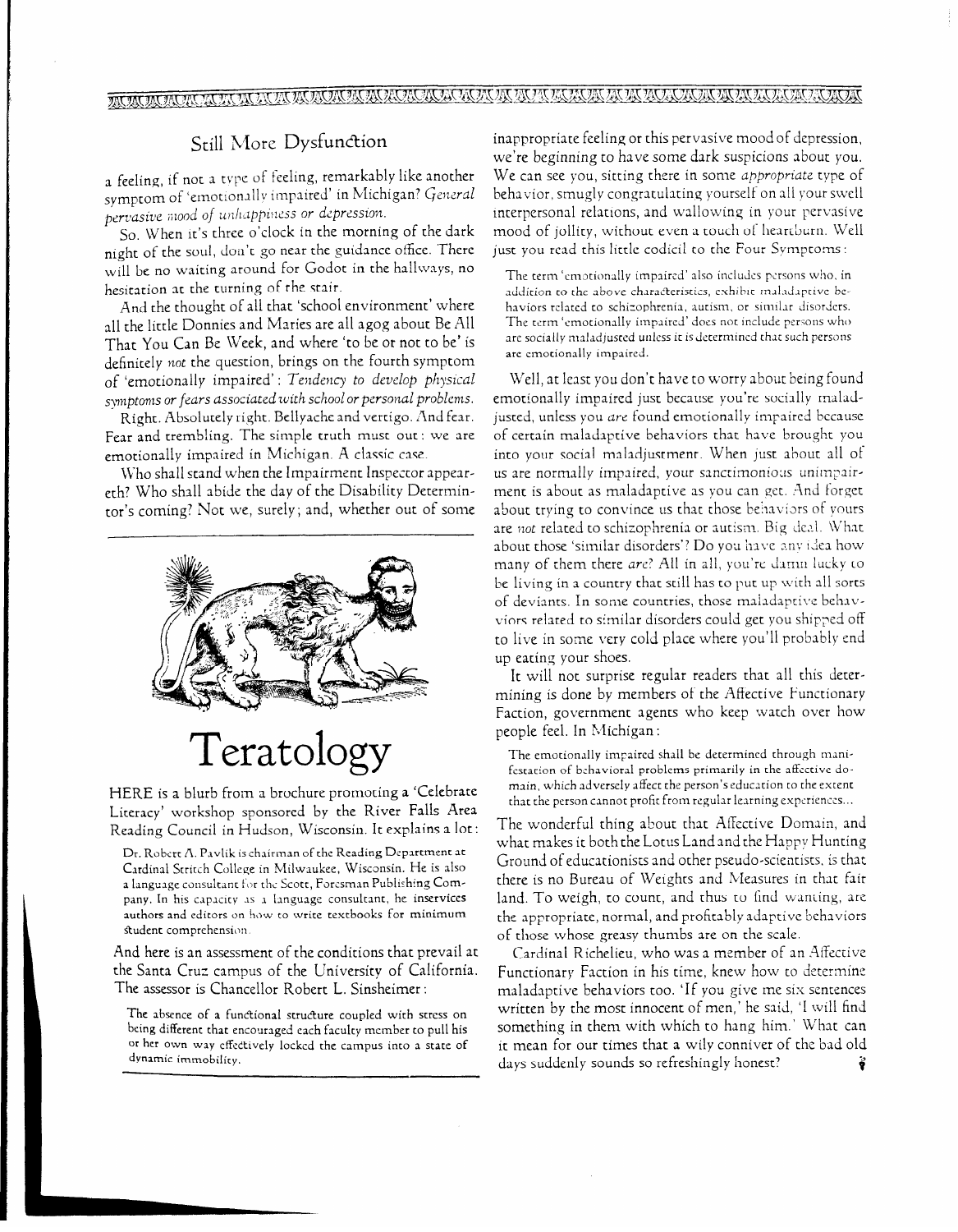## Still More Dysfunction

a feeling, if not a type of feeling, remarkably like another symptom of 'emotionally impaired' in Michigan? *General pervasive mood of unhappiness or depression.*

So. When it's three o'clock in the morning of the dark night of the soul, don't go near the guidance office. There will be no waiting around for Godot in the hallways, no hesitation at the turning of the stair.

And the thought of all that 'school environment' where all the little Donnies and Maries are all agog about Be All That You Can Be Week, and where 'to be or not to be' is definitely *not* the question, brings on the fourth symptom of 'emotionally impaired': *Tendency to develop physical symptoms or fears associated with school or personal problems.*

Right. Absolutely right. Bellyache and vertigo. And fear. Fear and trembling. The simple truth must out: we are emotionally impaired in Michigan. A classic case.

Who shall stand when the Impairment Inspector appeareth? Who shall abide the day of the Disability Determintor's coming? Not we, surely; and, whether out of some inappropriate feeling or this pervasive mood of depression, we're beginning to have some dark suspicions about you. We can see you, sitting there in some *appropriate* type of behavior, smugly congratulating yourself on all your swell interpersonal relations, and wallowing in your pervasive mood of jollity, without even a touch of heartburn. Well just you read this little codicil to the Four Symptoms:

> The term 'emotionally impaired' also includes persons who, in addition to the above characteristics, exhibit maladaptive behaviors related to schizophrenia, autism, or similar disorders. The term 'emotionally impaired' does not include persons who are socially maladjusted unless it is determined that such persons are emotionally impaired.

Well, at least you don't have to worry about being found emotionally impaired just because you're socially maladjusted, unless you *are* found emotionally impaired because of certain maladaptive behaviors that have brought you into your social maladjustment. When just about all of us are normally impaired, your sanctimonious unimpairment is about as maladaptive as you can get. And forget about trying to convince us that those behaviors of yours are *not* related to schizophrenia or autism. Big deal. What about those 'similar disorders'? Do you have any idea how many of them there *are*? All in all, you're damn lucky to be living in a country that still has to put up with all sorts of deviants. In some countries, those maladaptive behaviors related to similar disorders could get you shipped off to live in some very cold place where you'll probably end up eating your shoes.

It will not surprise regular readers that all this determining is done by members of the Affective Functionary Faction, government agents who keep watch over how people feel. In Michigan:

> The emotionally impaired shall be determined through manifestation of behavioral problems primarily in the affective domain, which adversely affect the person's education to the extent that the person cannot profit from regular learning experiences...

The wonderful thing about that Affective Domain, and what makes it both the Lotus Land and the Happy Hunting Ground of educationists and other pseudo-scientists, is that there is no Bureau of Weights and Measures in that fair land. To weigh, to count, and thus to find wanting, are the appropriate, normal, and profitably adaptive behaviors of those whose greasy thumbs are on the scale.

Cardinal Richelieu, who was a member of an Affective Functionary Faction in his time, knew how to determine maladaptive behaviors too. 'If you give me six sentences written by the most innocent of men,' he said, 'I will find something in them with which to hang him.' What can it mean for our times that a wily conniver of the bad old days suddenly sounds so refreshingly honest?

# Teratology

HERE is a blurb from a brochure promoting a 'Celebrate Literacy' workshop sponsored by the River Falls Area Reading Council in Hudson, Wisconsin. It explains a lot:

> Dr. Robert A. Pavlik is chairman of the Reading Department at Cardinal Stritch College in Milwaukee, Wisconsin. He is also a language consultant for the Scott, Foresman Publishing Company. In his capacity as a language consultant, he inservices authors and editors on how to write textbooks for minimum student comprehension.

And here is an assessment of the conditions that prevail at the Santa Cruz campus of the University of California. The assessor is Chancellor Robert L. Sinsheimer:

> The absence of a functional structure coupled with stress on being different that encouraged each faculty member to pull his or her own way effectively locked the campus into a state of dynamic immobility.